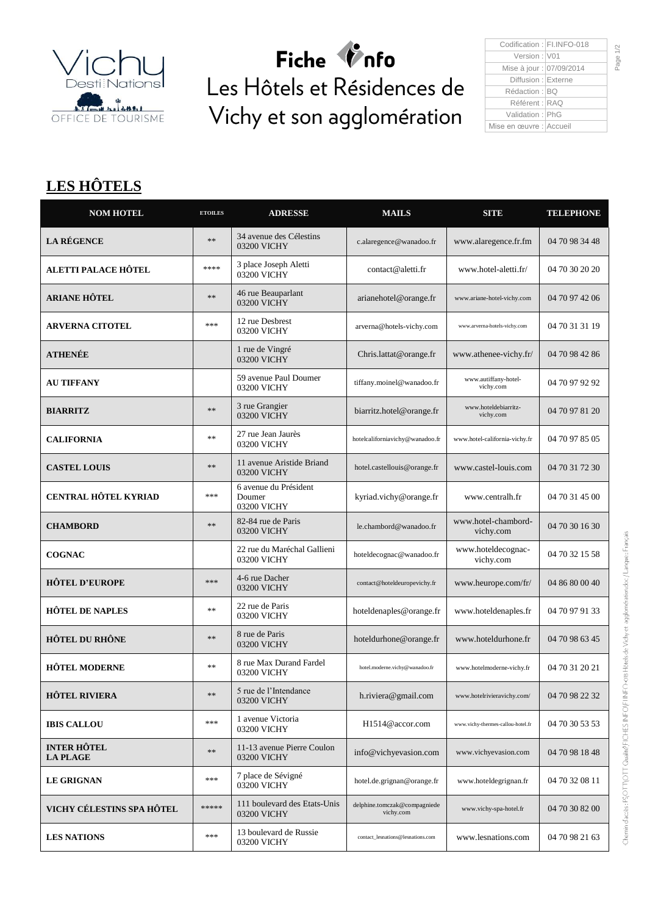Vichy Desti Nations
OFFICE DE TOURISME

# Fiche Info
# Les Hôtels et Résidences de Vichy et son agglomération

| | |
|---|---|
| Codification : | FI.INFO-018 |
| Version : | V01 |
| Mise à jour : | 07/09/2014 |
| Diffusion : | Externe |
| Rédaction : | BQ |
| Référent : | RAQ |
| Validation : | PhG |
| Mise en œuvre : | Accueil |

## LES HÔTELS

| NOM HOTEL | ETOILES | ADRESSE | MAILS | SITE | TELEPHONE |
|---|---|---|---|---|---|
| **LA RÉGENCE** | ** | 34 avenue des Célestins 03200 VICHY | c.alaregence@wanadoo.fr | www.alaregence.fr.fm | 04 70 98 34 48 |
| **ALETTI PALACE HÔTEL** | **** | 3 place Joseph Aletti 03200 VICHY | contact@aletti.fr | www.hotel-aletti.fr/ | 04 70 30 20 20 |
| **ARIANE HÔTEL** | ** | 46 rue Beauparlant 03200 VICHY | arianehotel@orange.fr | www.ariane-hotel-vichy.com | 04 70 97 42 06 |
| **ARVERNA CITOTEL** | *** | 12 rue Desbrest 03200 VICHY | arverna@hotels-vichy.com | www.arverna-hotels-vichy.com | 04 70 31 31 19 |
| **ATHENÉE** | | 1 rue de Vingré 03200 VICHY | Chris.lattat@orange.fr | www.athenee-vichy.fr/ | 04 70 98 42 86 |
| **AU TIFFANY** | | 59 avenue Paul Doumer 03200 VICHY | tiffany.moinel@wanadoo.fr | www.autiffany-hotel-vichy.com | 04 70 97 92 92 |
| **BIARRITZ** | ** | 3 rue Grangier 03200 VICHY | biarritz.hotel@orange.fr | www.hoteldebiarritz-vichy.com | 04 70 97 81 20 |
| **CALIFORNIA** | ** | 27 rue Jean Jaurès 03200 VICHY | hotelcaliforniavichy@wanadoo.fr | www.hotel-california-vichy.fr | 04 70 97 85 05 |
| **CASTEL LOUIS** | ** | 11 avenue Aristide Briand 03200 VICHY | hotel.castellouis@orange.fr | www.castel-louis.com | 04 70 31 72 30 |
| **CENTRAL HÔTEL KYRIAD** | *** | 6 avenue du Président Doumer 03200 VICHY | kyriad.vichy@orange.fr | www.centralh.fr | 04 70 31 45 00 |
| **CHAMBORD** | ** | 82-84 rue de Paris 03200 VICHY | le.chambord@wanadoo.fr | www.hotel-chambord-vichy.com | 04 70 30 16 30 |
| **COGNAC** | | 22 rue du Maréchal Gallieni 03200 VICHY | hoteldecognac@wanadoo.fr | www.hoteldecognac-vichy.com | 04 70 32 15 58 |
| **HÔTEL D'EUROPE** | *** | 4-6 rue Dacher 03200 VICHY | contact@hoteldeuropevichy.fr | www.heurope.com/fr/ | 04 86 80 00 40 |
| **HÔTEL DE NAPLES** | ** | 22 rue de Paris 03200 VICHY | hoteldenaples@orange.fr | www.hoteldenaples.fr | 04 70 97 91 33 |
| **HÔTEL DU RHÔNE** | ** | 8 rue de Paris 03200 VICHY | hoteldurhone@orange.fr | www.hoteldurhone.fr | 04 70 98 63 45 |
| **HÔTEL MODERNE** | ** | 8 rue Max Durand Fardel 03200 VICHY | hotel.moderne.vichy@wanadoo.fr | www.hotelmoderne-vichy.fr | 04 70 31 20 21 |
| **HÔTEL RIVIERA** | ** | 5 rue de l'Intendance 03200 VICHY | h.riviera@gmail.com | www.hotelrivieravichy.com/ | 04 70 98 22 32 |
| **IBIS CALLOU** | *** | 1 avenue Victoria 03200 VICHY | H1514@accor.com | www.vichy-thermes-callou-hotel.fr | 04 70 30 53 53 |
| **INTER HÔTEL LA PLAGE** | ** | 11-13 avenue Pierre Coulon 03200 VICHY | info@vichyevasion.com | www.vichyevasion.com | 04 70 98 18 48 |
| **LE GRIGNAN** | *** | 7 place de Sévigné 03200 VICHY | hotel.de.grignan@orange.fr | www.hoteldegrignan.fr | 04 70 32 08 11 |
| **VICHY CÉLESTINS SPA HÔTEL** | ***** | 111 boulevard des Etats-Unis 03200 VICHY | delphine.tomczak@compagniedevichy.com | www.vichy-spa-hotel.fr | 04 70 30 82 00 |
| **LES NATIONS** | *** | 13 boulevard de Russie 03200 VICHY | contact_lesnations@lesnations.com | www.lesnations.com | 04 70 98 21 63 |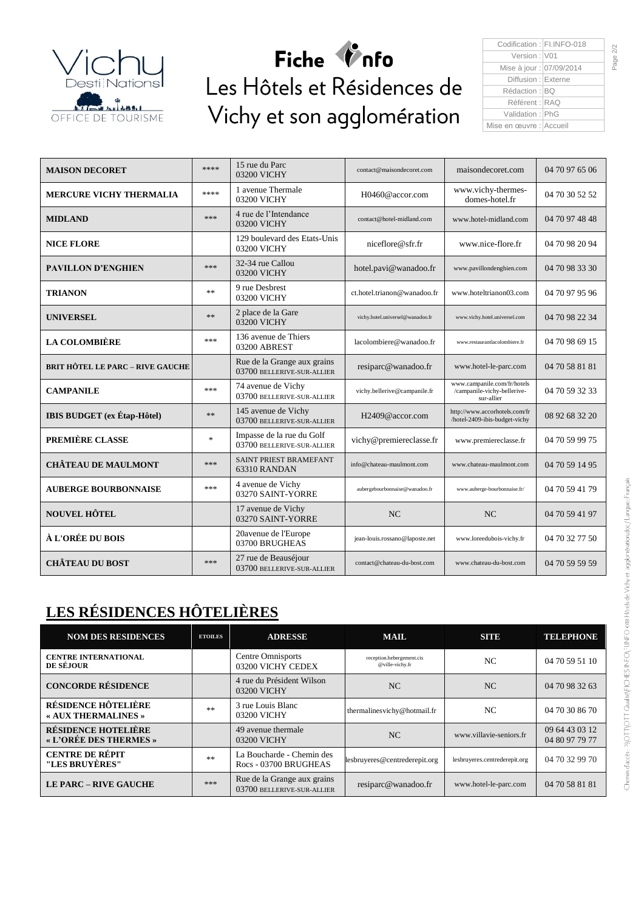# Fiche Info

# Les Hôtels et Résidences de Vichy et son agglomération

| | |
|---|---|
| Codification : | FI.INFO-018 |
| Version : | V01 |
| Mise à jour : | 07/09/2014 |
| Diffusion : | Externe |
| Rédaction : | BQ |
| Référent : | RAQ |
| Validation : | PhG |
| Mise en œuvre : | Accueil |

| | | | | | |
|---|---|---|---|---|---|
| **MAISON DECORET** | **** | 15 rue du Parc 03200 VICHY | contact@maisondecoret.com | maisondecoret.com | 04 70 97 65 06 |
| **MERCURE VICHY THERMALIA** | **** | 1 avenue Thermale 03200 VICHY | H0460@accor.com | www.vichy-thermes-domes-hotel.fr | 04 70 30 52 52 |
| **MIDLAND** | *** | 4 rue de l'Intendance 03200 VICHY | contact@hotel-midland.com | www.hotel-midland.com | 04 70 97 48 48 |
| **NICE FLORE** | | 129 boulevard des Etats-Unis 03200 VICHY | niceflore@sfr.fr | www.nice-flore.fr | 04 70 98 20 94 |
| **PAVILLON D'ENGHIEN** | *** | 32-34 rue Callou 03200 VICHY | hotel.pavi@wanadoo.fr | www.pavillondenghien.com | 04 70 98 33 30 |
| **TRIANON** | ** | 9 rue Desbrest 03200 VICHY | ct.hotel.trianon@wanadoo.fr | www.hoteltrianon03.com | 04 70 97 95 96 |
| **UNIVERSEL** | ** | 2 place de la Gare 03200 VICHY | vichy.hotel.universel@wanadoo.fr | www.vichy.hotel.universel.com | 04 70 98 22 34 |
| **LA COLOMBIÈRE** | *** | 136 avenue de Thiers 03200 ABREST | lacolombiere@wanadoo.fr | www.restaurantlacolombiere.fr | 04 70 98 69 15 |
| **BRIT HÔTEL LE PARC – RIVE GAUCHE** | | Rue de la Grange aux grains 03700 BELLERIVE-SUR-ALLIER | resiparc@wanadoo.fr | www.hotel-le-parc.com | 04 70 58 81 81 |
| **CAMPANILE** | *** | 74 avenue de Vichy 03700 BELLERIVE-SUR-ALLIER | vichy.bellerive@campanile.fr | www.campanile.com/fr/hotels/campanile-vichy-bellerive-sur-allier | 04 70 59 32 33 |
| **IBIS BUDGET (ex Étap-Hôtel)** | ** | 145 avenue de Vichy 03700 BELLERIVE-SUR-ALLIER | H2409@accor.com | http://www.accorhotels.com/fr/hotel-2409-ibis-budget-vichy | 08 92 68 32 20 |
| **PREMIÈRE CLASSE** | * | Impasse de la rue du Golf 03700 BELLERIVE-SUR-ALLIER | vichy@premiereclasse.fr | www.premiereclasse.fr | 04 70 59 99 75 |
| **CHÂTEAU DE MAULMONT** | *** | SAINT PRIEST BRAMEFANT 63310 RANDAN | info@chateau-maulmont.com | www.chateau-maulmont.com | 04 70 59 14 95 |
| **AUBERGE BOURBONNAISE** | *** | 4 avenue de Vichy 03270 SAINT-YORRE | aubergebourbonnaise@wanadoo.fr | www.auberge-bourbonnaise.fr/ | 04 70 59 41 79 |
| **NOUVEL HÔTEL** | | 17 avenue de Vichy 03270 SAINT-YORRE | NC | NC | 04 70 59 41 97 |
| **À L'ORÉE DU BOIS** | | 20avenue de l'Europe 03700 BRUGHEAS | jean-louis.rossano@laposte.net | www.loreedubois-vichy.fr | 04 70 32 77 50 |
| **CHÂTEAU DU BOST** | *** | 27 rue de Beauséjour 03700 BELLERIVE-SUR-ALLIER | contact@chateau-du-bost.com | www.chateau-du-bost.com | 04 70 59 59 59 |

## LES RÉSIDENCES HÔTELIÈRES

| NOM DES RESIDENCES | ETOILES | ADRESSE | MAIL | SITE | TELEPHONE |
|---|---|---|---|---|---|
| **CENTRE INTERNATIONAL DE SÉJOUR** | | Centre Omnisports 03200 VICHY CEDEX | reception.hebergement.cis@ville-vichy.fr | NC | 04 70 59 51 10 |
| **CONCORDE RÉSIDENCE** | | 4 rue du Président Wilson 03200 VICHY | NC | NC | 04 70 98 32 63 |
| **RÉSIDENCE HÔTELIÈRE « AUX THERMALINES »** | ** | 3 rue Louis Blanc 03200 VICHY | thermalinesvichy@hotmail.fr | NC | 04 70 30 86 70 |
| **RÉSIDENCE HOTELIÈRE « L'ORÉE DES THERMES »** | | 49 avenue thermale 03200 VICHY | NC | www.villavie-seniors.fr | 09 64 43 03 12 04 80 97 79 77 |
| **CENTRE DE RÉPIT "LES BRUYÈRES"** | ** | La Boucharde - Chemin des Rocs - 03700 BRUGHEAS | lesbruyeres@centrederepit.org | lesbruyeres.centrederepit.org | 04 70 32 99 70 |
| **LE PARC – RIVE GAUCHE** | *** | Rue de la Grange aux grains 03700 BELLERIVE-SUR-ALLIER | resiparc@wanadoo.fr | www.hotel-le-parc.com | 04 70 58 81 81 |